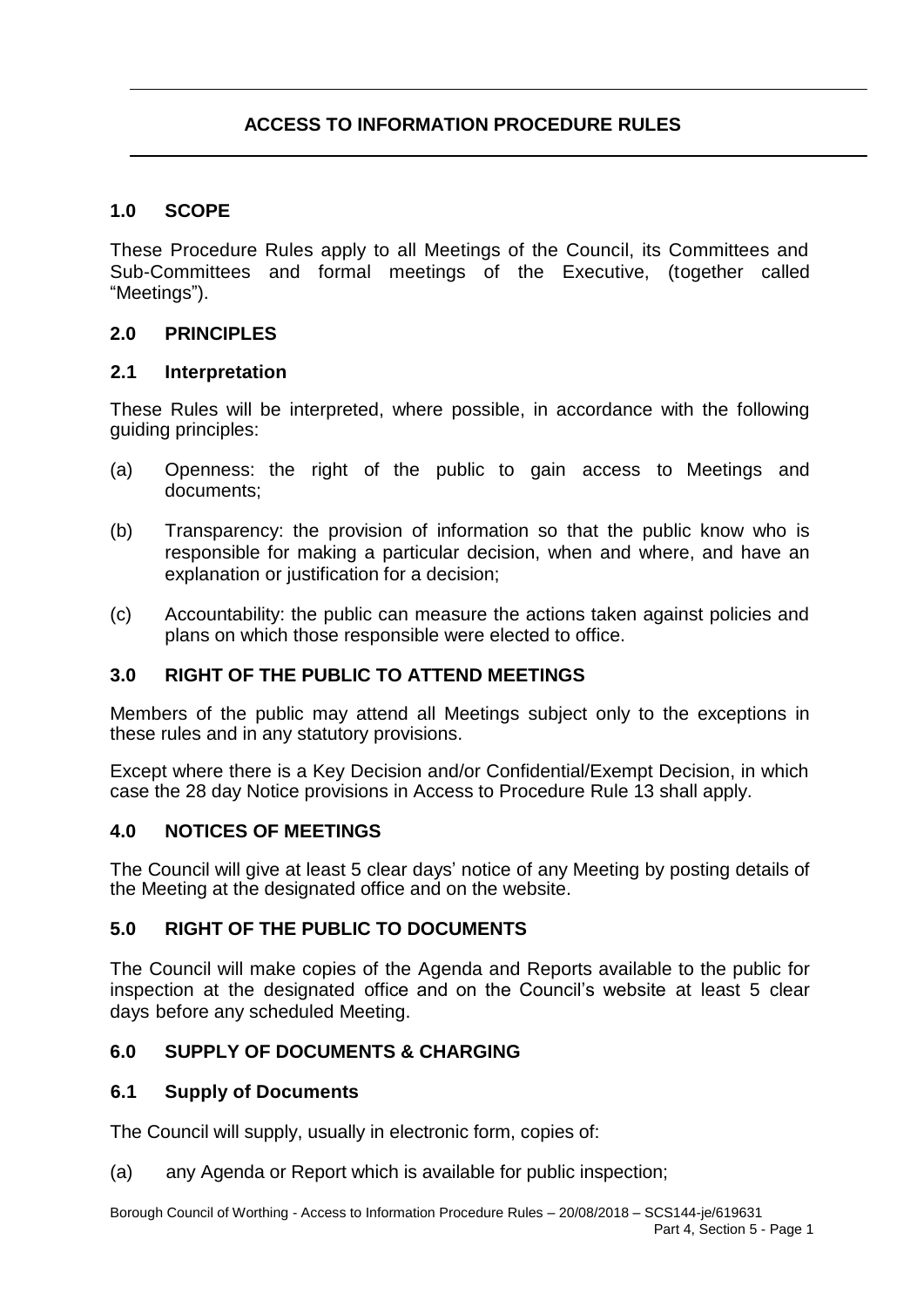# ACCESS TO INFORMATION PROCEDURE RULES

## 1.0 SCOPE

These Procedure Rules apply to all Meetings of the Council, its Committees and Sub-Committees and formal meetings of the Executive, (together called "Meetings").

## 2.0 PRINCIPLES

### 2.1 Interpretation

These Rules will be interpreted, where possible, in accordance with the following guiding principles:

(a) Openness: the right of the public to gain access to Meetings and documents;

(b) Transparency: the provision of information so that the public know who is responsible for making a particular decision, when and where, and have an explanation or justification for a decision;

(c) Accountability: the public can measure the actions taken against policies and plans on which those responsible were elected to office.

## 3.0 RIGHT OF THE PUBLIC TO ATTEND MEETINGS

Members of the public may attend all Meetings subject only to the exceptions in these rules and in any statutory provisions.

Except where there is a Key Decision and/or Confidential/Exempt Decision, in which case the 28 day Notice provisions in Access to Procedure Rule 13 shall apply.

## 4.0 NOTICES OF MEETINGS

The Council will give at least 5 clear days' notice of any Meeting by posting details of the Meeting at the designated office and on the website.

## 5.0 RIGHT OF THE PUBLIC TO DOCUMENTS

The Council will make copies of the Agenda and Reports available to the public for inspection at the designated office and on the Council's website at least 5 clear days before any scheduled Meeting.

## 6.0 SUPPLY OF DOCUMENTS & CHARGING

### 6.1 Supply of Documents

The Council will supply, usually in electronic form, copies of:

(a) any Agenda or Report which is available for public inspection;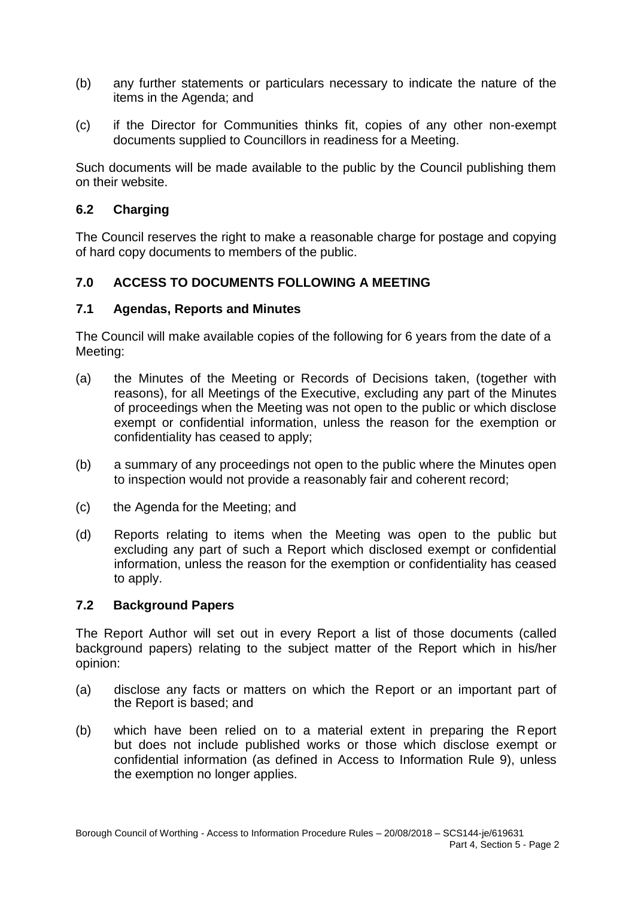(b) any further statements or particulars necessary to indicate the nature of the items in the Agenda; and

(c) if the Director for Communities thinks fit, copies of any other non-exempt documents supplied to Councillors in readiness for a Meeting.

Such documents will be made available to the public by the Council publishing them on their website.

### 6.2 Charging

The Council reserves the right to make a reasonable charge for postage and copying of hard copy documents to members of the public.

## 7.0 ACCESS TO DOCUMENTS FOLLOWING A MEETING

### 7.1 Agendas, Reports and Minutes

The Council will make available copies of the following for 6 years from the date of a Meeting:

(a) the Minutes of the Meeting or Records of Decisions taken, (together with reasons), for all Meetings of the Executive, excluding any part of the Minutes of proceedings when the Meeting was not open to the public or which disclose exempt or confidential information, unless the reason for the exemption or confidentiality has ceased to apply;

(b) a summary of any proceedings not open to the public where the Minutes open to inspection would not provide a reasonably fair and coherent record;

(c) the Agenda for the Meeting; and

(d) Reports relating to items when the Meeting was open to the public but excluding any part of such a Report which disclosed exempt or confidential information, unless the reason for the exemption or confidentiality has ceased to apply.

### 7.2 Background Papers

The Report Author will set out in every Report a list of those documents (called background papers) relating to the subject matter of the Report which in his/her opinion:

(a) disclose any facts or matters on which the Report or an important part of the Report is based; and

(b) which have been relied on to a material extent in preparing the Report but does not include published works or those which disclose exempt or confidential information (as defined in Access to Information Rule 9), unless the exemption no longer applies.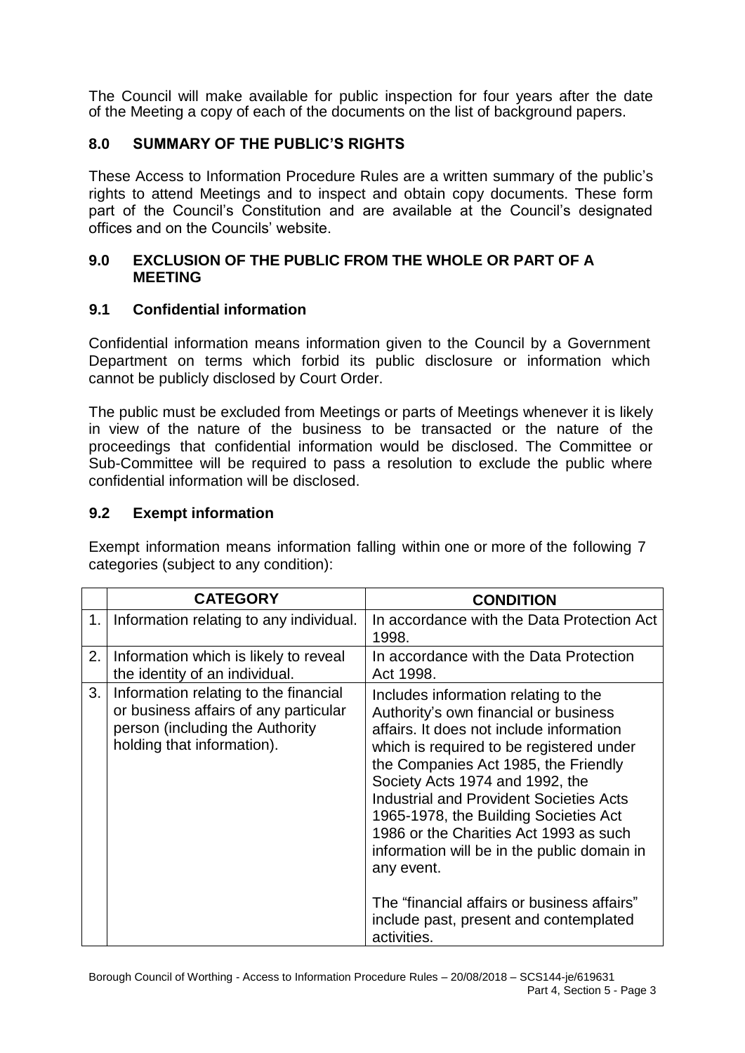The Council will make available for public inspection for four years after the date of the Meeting a copy of each of the documents on the list of background papers.

## 8.0 SUMMARY OF THE PUBLIC'S RIGHTS

These Access to Information Procedure Rules are a written summary of the public's rights to attend Meetings and to inspect and obtain copy documents. These form part of the Council's Constitution and are available at the Council's designated offices and on the Councils' website.

## 9.0 EXCLUSION OF THE PUBLIC FROM THE WHOLE OR PART OF A MEETING

### 9.1 Confidential information

Confidential information means information given to the Council by a Government Department on terms which forbid its public disclosure or information which cannot be publicly disclosed by Court Order.

The public must be excluded from Meetings or parts of Meetings whenever it is likely in view of the nature of the business to be transacted or the nature of the proceedings that confidential information would be disclosed. The Committee or Sub-Committee will be required to pass a resolution to exclude the public where confidential information will be disclosed.

### 9.2 Exempt information

Exempt information means information falling within one or more of the following 7 categories (subject to any condition):

| | CATEGORY | CONDITION |
|---|---|---|
| 1. | Information relating to any individual. | In accordance with the Data Protection Act 1998. |
| 2. | Information which is likely to reveal the identity of an individual. | In accordance with the Data Protection Act 1998. |
| 3. | Information relating to the financial or business affairs of any particular person (including the Authority holding that information). | Includes information relating to the Authority's own financial or business affairs. It does not include information which is required to be registered under the Companies Act 1985, the Friendly Society Acts 1974 and 1992, the Industrial and Provident Societies Acts 1965-1978, the Building Societies Act 1986 or the Charities Act 1993 as such information will be in the public domain in any event.<br><br>The "financial affairs or business affairs" include past, present and contemplated activities. |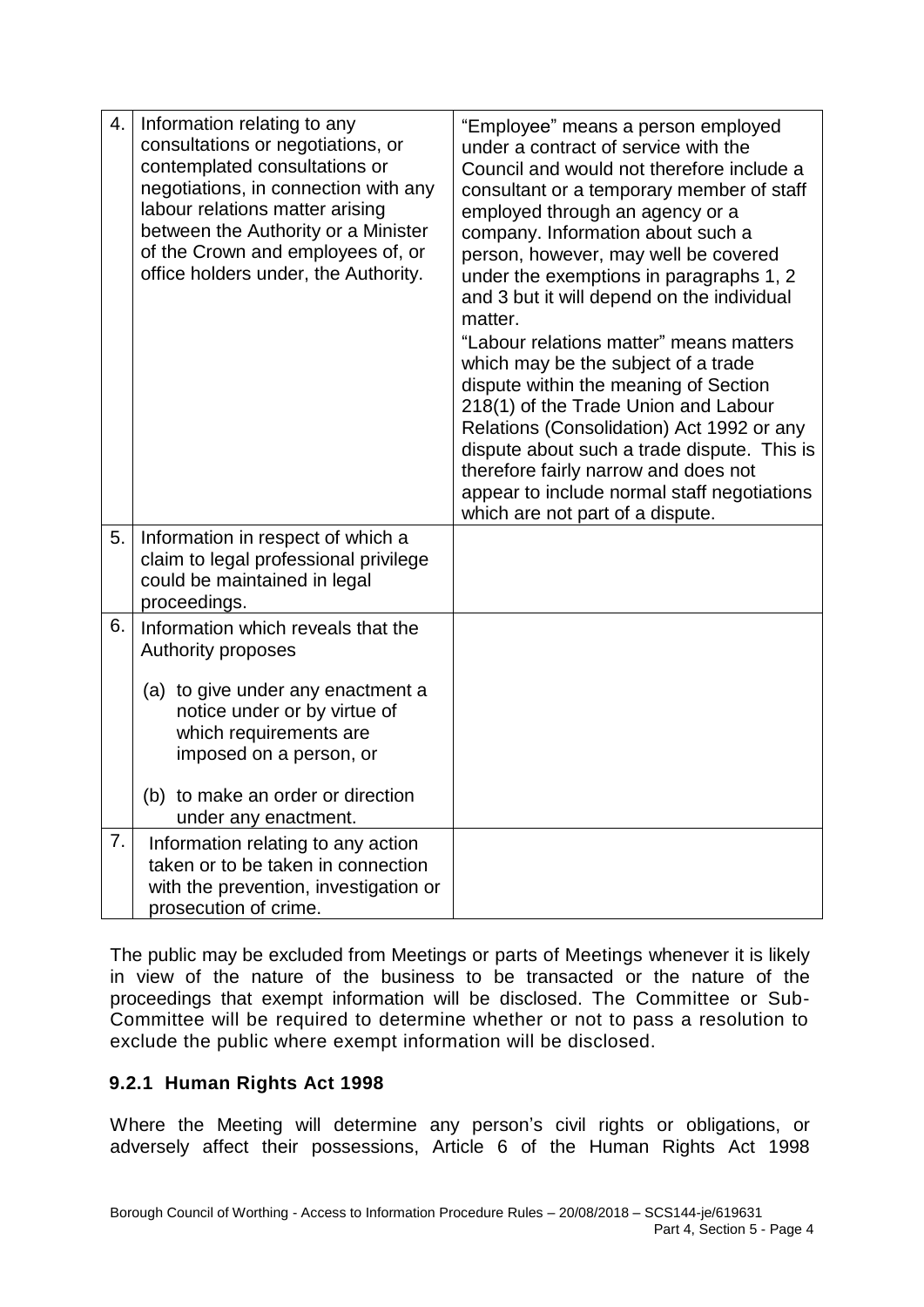| | | |
|---|---|---|
| 4. | Information relating to any consultations or negotiations, or contemplated consultations or negotiations, in connection with any labour relations matter arising between the Authority or a Minister of the Crown and employees of, or office holders under, the Authority. | "Employee" means a person employed under a contract of service with the Council and would not therefore include a consultant or a temporary member of staff employed through an agency or a company. Information about such a person, however, may well be covered under the exemptions in paragraphs 1, 2 and 3 but it will depend on the individual matter.<br>"Labour relations matter" means matters which may be the subject of a trade dispute within the meaning of Section 218(1) of the Trade Union and Labour Relations (Consolidation) Act 1992 or any dispute about such a trade dispute. This is therefore fairly narrow and does not appear to include normal staff negotiations which are not part of a dispute. |
| 5. | Information in respect of a which a claim to legal professional privilege could be maintained in legal proceedings. | |
| 6. | Information which reveals that the Authority proposes<br>(a) to give under any enactment a notice under or by virtue of which requirements are imposed on a person, or<br>(b) to make an order or direction under any enactment. | |
| 7. | Information relating to any action taken or to be taken in connection with the prevention, investigation or prosecution of crime. | |

The public may be excluded from Meetings or parts of Meetings whenever it is likely in view of the nature of the business to be transacted or the nature of the proceedings that exempt information will be disclosed. The Committee or Sub-Committee will be required to determine whether or not to pass a resolution to exclude the public where exempt information will be disclosed.

### 9.2.1 Human Rights Act 1998

Where the Meeting will determine any person's civil rights or obligations, or adversely affect their possessions, Article 6 of the Human Rights Act 1998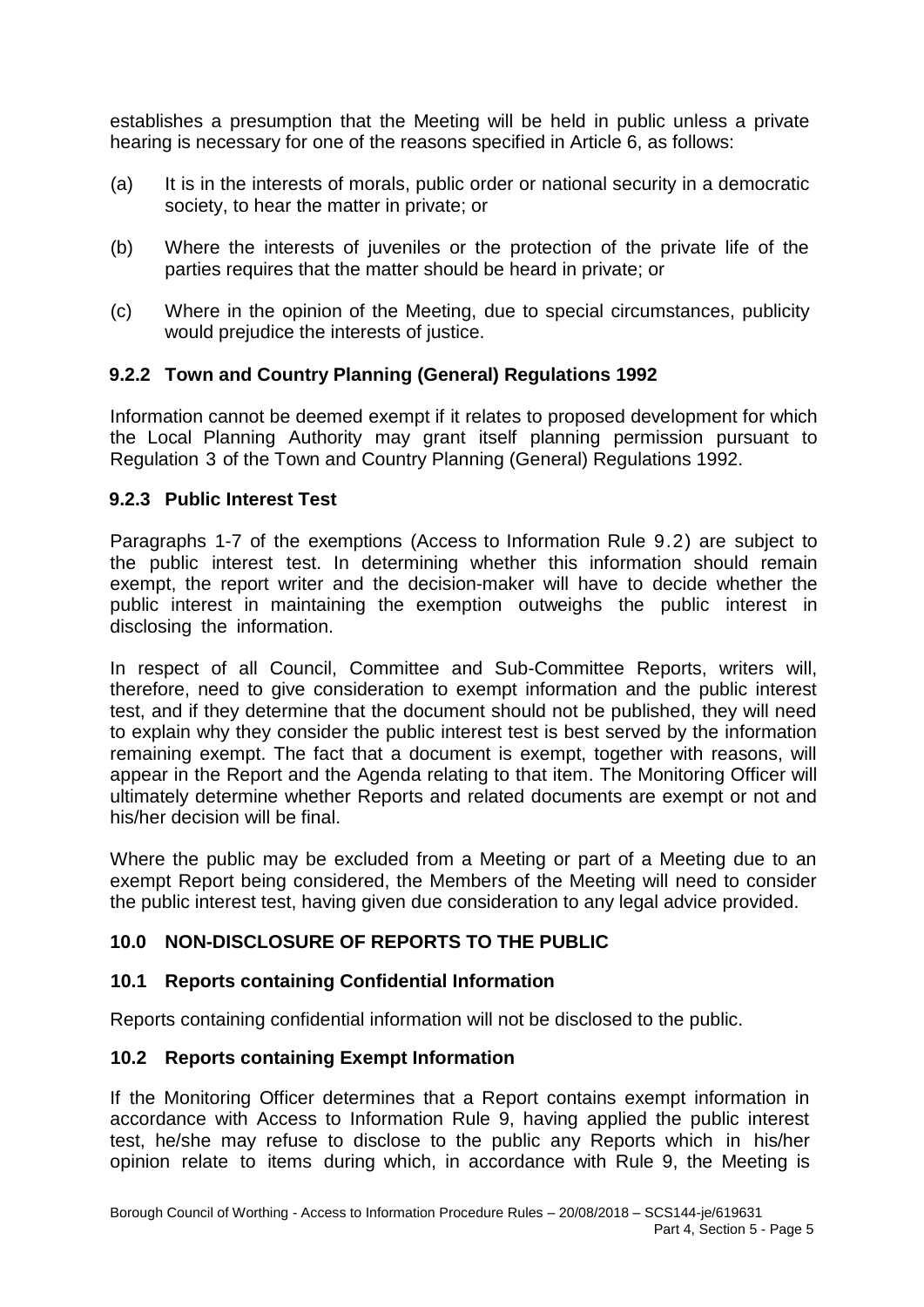establishes a presumption that the Meeting will be held in public unless a private hearing is necessary for one of the reasons specified in Article 6, as follows:

(a) It is in the interests of morals, public order or national security in a democratic society, to hear the matter in private; or

(b) Where the interests of juveniles or the protection of the private life of the parties requires that the matter should be heard in private; or

(c) Where in the opinion of the Meeting, due to special circumstances, publicity would prejudice the interests of justice.

### 9.2.2 Town and Country Planning (General) Regulations 1992

Information cannot be deemed exempt if it relates to proposed development for which the Local Planning Authority may grant itself planning permission pursuant to Regulation 3 of the Town and Country Planning (General) Regulations 1992.

### 9.2.3 Public Interest Test

Paragraphs 1-7 of the exemptions (Access to Information Rule 9.2) are subject to the public interest test. In determining whether this information should remain exempt, the report writer and the decision-maker will have to decide whether the public interest in maintaining the exemption outweighs the public interest in disclosing the information.

In respect of all Council, Committee and Sub-Committee Reports, writers will, therefore, need to give consideration to exempt information and the public interest test, and if they determine that the document should not be published, they will need to explain why they consider the public interest test is best served by the information remaining exempt. The fact that a document is exempt, together with reasons, will appear in the Report and the Agenda relating to that item. The Monitoring Officer will ultimately determine whether Reports and related documents are exempt or not and his/her decision will be final.

Where the public may be excluded from a Meeting or part of a Meeting due to an exempt Report being considered, the Members of the Meeting will need to consider the public interest test, having given due consideration to any legal advice provided.

## 10.0 NON-DISCLOSURE OF REPORTS TO THE PUBLIC

### 10.1 Reports containing Confidential Information

Reports containing confidential information will not be disclosed to the public.

### 10.2 Reports containing Exempt Information

If the Monitoring Officer determines that a Report contains exempt information in accordance with Access to Information Rule 9, having applied the public interest test, he/she may refuse to disclose to the public any Reports which in his/her opinion relate to items during which, in accordance with Rule 9, the Meeting is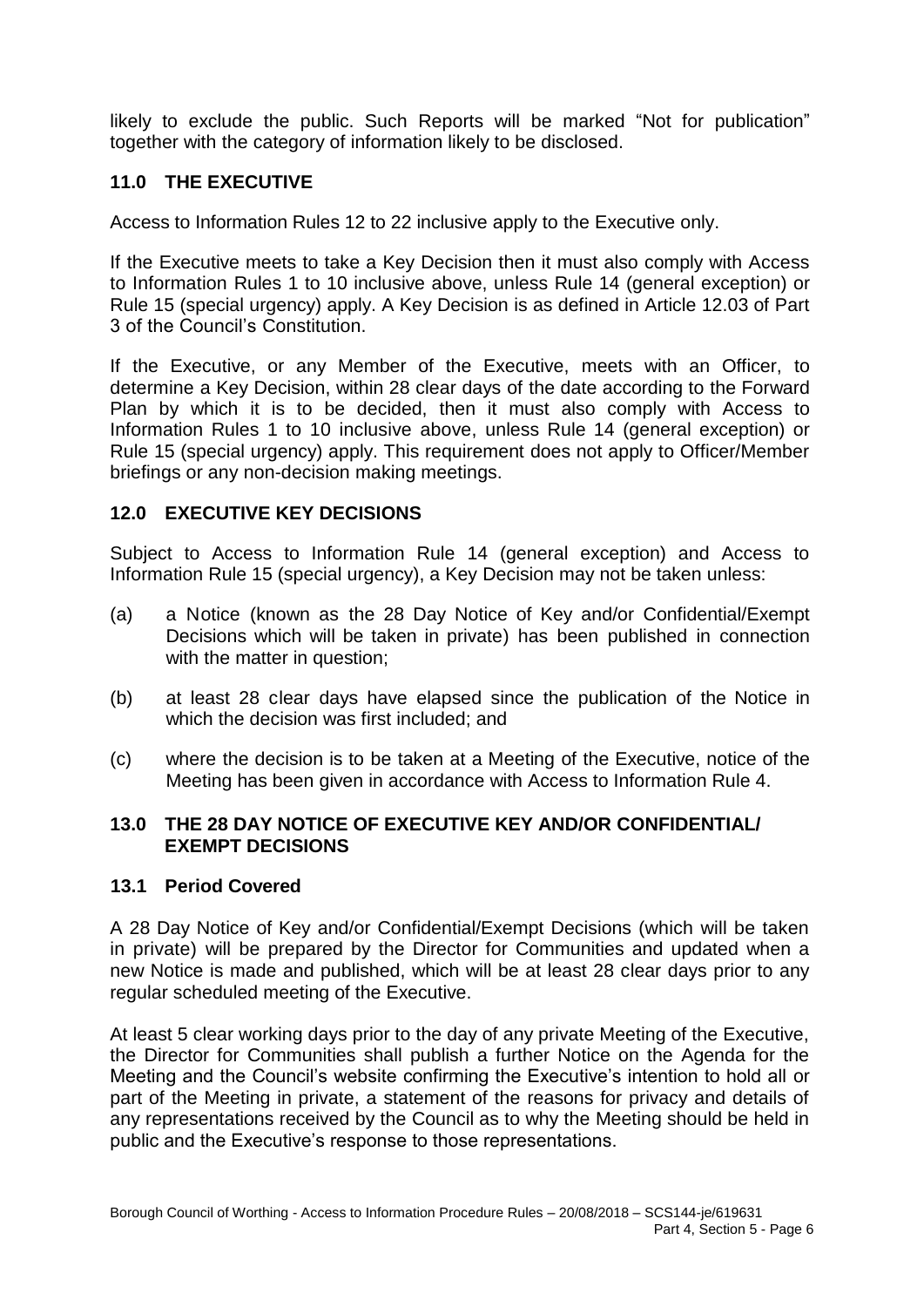likely to exclude the public. Such Reports will be marked "Not for publication" together with the category of information likely to be disclosed.

## 11.0 THE EXECUTIVE

Access to Information Rules 12 to 22 inclusive apply to the Executive only.

If the Executive meets to take a Key Decision then it must also comply with Access to Information Rules 1 to 10 inclusive above, unless Rule 14 (general exception) or Rule 15 (special urgency) apply. A Key Decision is as defined in Article 12.03 of Part 3 of the Council's Constitution.

If the Executive, or any Member of the Executive, meets with an Officer, to determine a Key Decision, within 28 clear days of the date according to the Forward Plan by which it is to be decided, then it must also comply with Access to Information Rules 1 to 10 inclusive above, unless Rule 14 (general exception) or Rule 15 (special urgency) apply. This requirement does not apply to Officer/Member briefings or any non-decision making meetings.

## 12.0 EXECUTIVE KEY DECISIONS

Subject to Access to Information Rule 14 (general exception) and Access to Information Rule 15 (special urgency), a Key Decision may not be taken unless:

(a) a Notice (known as the 28 Day Notice of Key and/or Confidential/Exempt Decisions which will be taken in private) has been published in connection with the matter in question;

(b) at least 28 clear days have elapsed since the publication of the Notice in which the decision was first included; and

(c) where the decision is to be taken at a Meeting of the Executive, notice of the Meeting has been given in accordance with Access to Information Rule 4.

## 13.0 THE 28 DAY NOTICE OF EXECUTIVE KEY AND/OR CONFIDENTIAL/ EXEMPT DECISIONS

### 13.1 Period Covered

A 28 Day Notice of Key and/or Confidential/Exempt Decisions (which will be taken in private) will be prepared by the Director for Communities and updated when a new Notice is made and published, which will be at least 28 clear days prior to any regular scheduled meeting of the Executive.

At least 5 clear working days prior to the day of any private Meeting of the Executive, the Director for Communities shall publish a further Notice on the Agenda for the Meeting and the Council's website confirming the Executive's intention to hold all or part of the Meeting in private, a statement of the reasons for privacy and details of any representations received by the Council as to why the Meeting should be held in public and the Executive's response to those representations.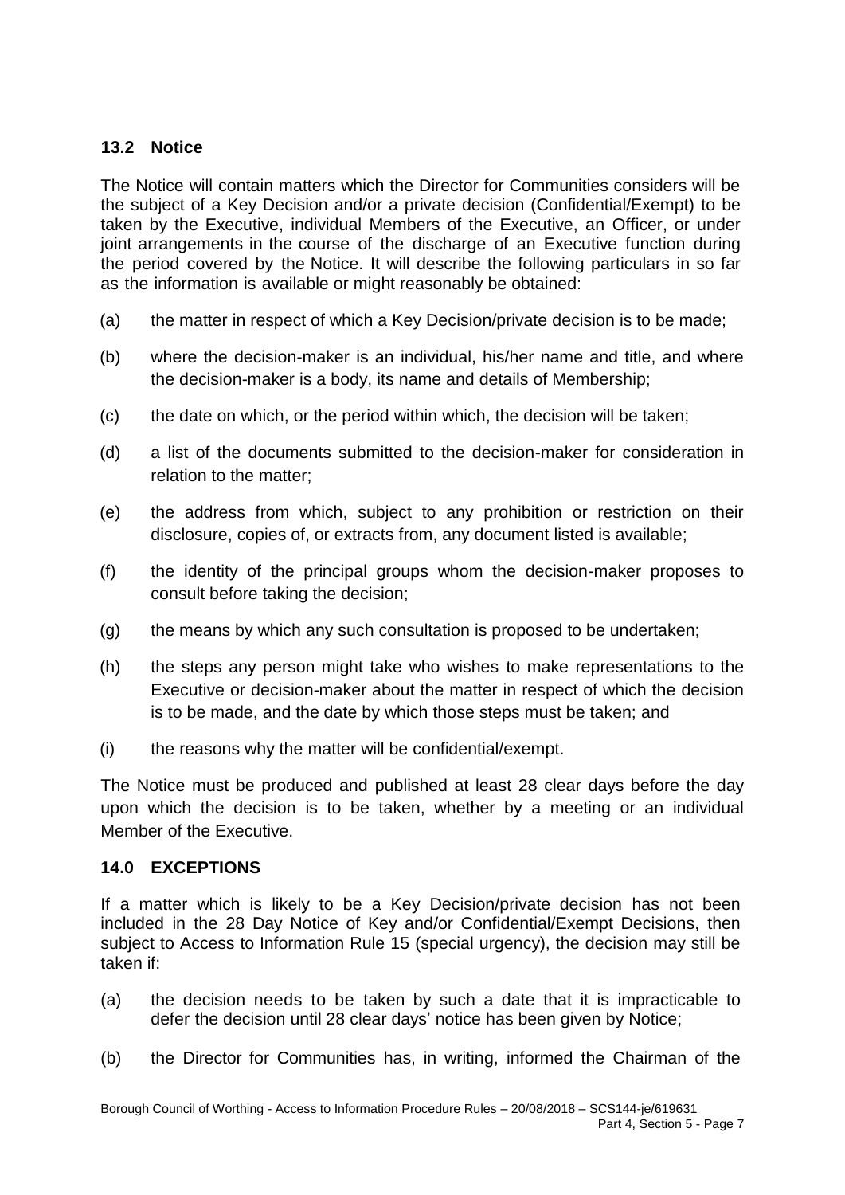### 13.2 Notice

The Notice will contain matters which the Director for Communities considers will be the subject of a Key Decision and/or a private decision (Confidential/Exempt) to be taken by the Executive, individual Members of the Executive, an Officer, or under joint arrangements in the course of the discharge of an Executive function during the period covered by the Notice. It will describe the following particulars in so far as the information is available or might reasonably be obtained:

(a) the matter in respect of which a Key Decision/private decision is to be made;

(b) where the decision-maker is an individual, his/her name and title, and where the decision-maker is a body, its name and details of Membership;

(c) the date on which, or the period within which, the decision will be taken;

(d) a list of the documents submitted to the decision-maker for consideration in relation to the matter;

(e) the address from which, subject to any prohibition or restriction on their disclosure, copies of, or extracts from, any document listed is available;

(f) the identity of the principal groups whom the decision-maker proposes to consult before taking the decision;

(g) the means by which any such consultation is proposed to be undertaken;

(h) the steps any person might take who wishes to make representations to the Executive or decision-maker about the matter in respect of which the decision is to be made, and the date by which those steps must be taken; and

(i) the reasons why the matter will be confidential/exempt.

The Notice must be produced and published at least 28 clear days before the day upon which the decision is to be taken, whether by a meeting or an individual Member of the Executive.

## 14.0 EXCEPTIONS

If a matter which is likely to be a Key Decision/private decision has not been included in the 28 Day Notice of Key and/or Confidential/Exempt Decisions, then subject to Access to Information Rule 15 (special urgency), the decision may still be taken if:

(a) the decision needs to be taken by such a date that it is impracticable to defer the decision until 28 clear days' notice has been given by Notice;

(b) the Director for Communities has, in writing, informed the Chairman of the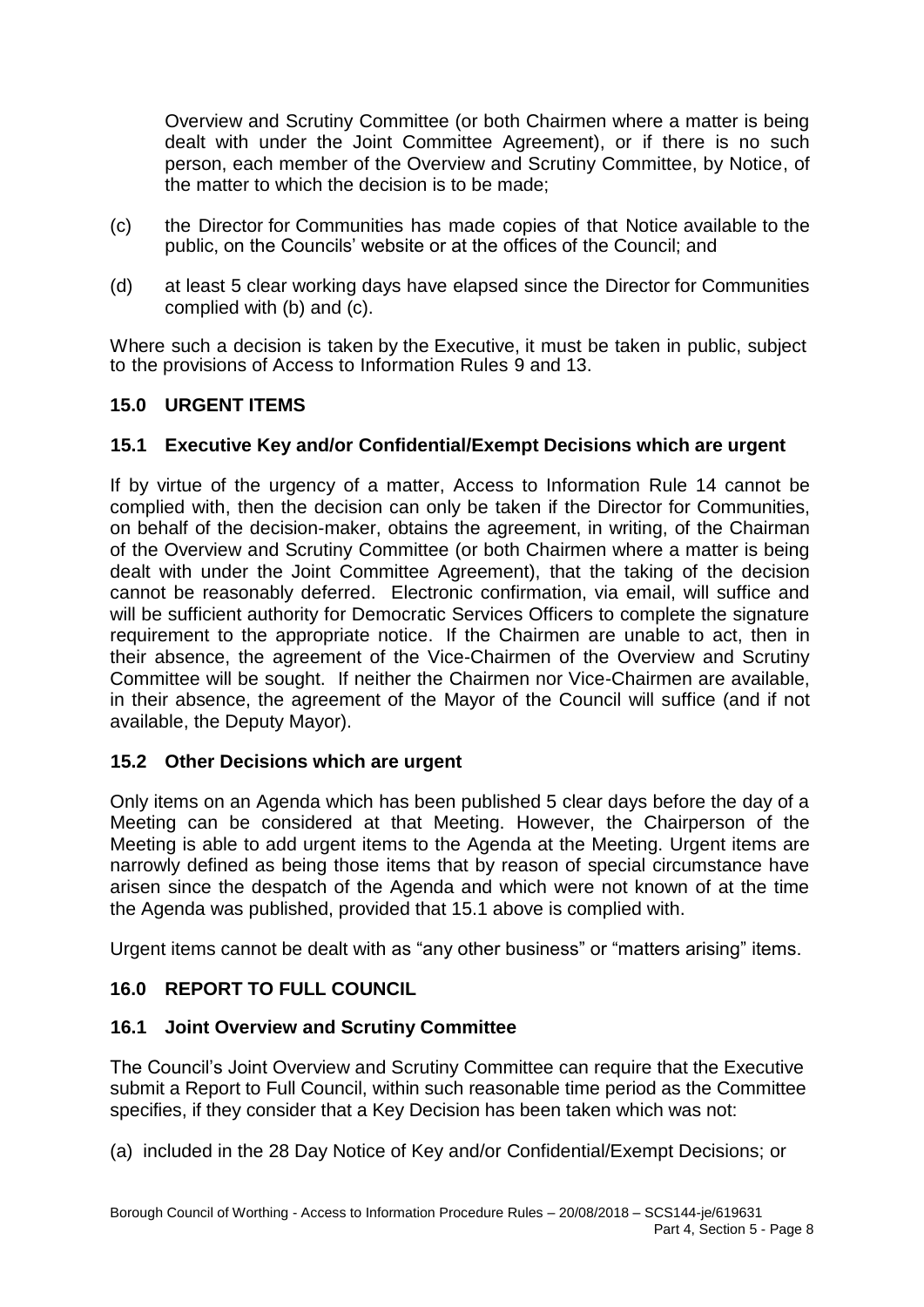Overview and Scrutiny Committee (or both Chairmen where a matter is being dealt with under the Joint Committee Agreement), or if there is no such person, each member of the Overview and Scrutiny Committee, by Notice, of the matter to which the decision is to be made;

(c) the Director for Communities has made copies of that Notice available to the public, on the Councils' website or at the offices of the Council; and

(d) at least 5 clear working days have elapsed since the Director for Communities complied with (b) and (c).

Where such a decision is taken by the Executive, it must be taken in public, subject to the provisions of Access to Information Rules 9 and 13.

## 15.0 URGENT ITEMS

### 15.1 Executive Key and/or Confidential/Exempt Decisions which are urgent

If by virtue of the urgency of a matter, Access to Information Rule 14 cannot be complied with, then the decision can only be taken if the Director for Communities, on behalf of the decision-maker, obtains the agreement, in writing, of the Chairman of the Overview and Scrutiny Committee (or both Chairmen where a matter is being dealt with under the Joint Committee Agreement), that the taking of the decision cannot be reasonably deferred. Electronic confirmation, via email, will suffice and will be sufficient authority for Democratic Services Officers to complete the signature requirement to the appropriate notice. If the Chairmen are unable to act, then in their absence, the agreement of the Vice-Chairmen of the Overview and Scrutiny Committee will be sought. If neither the Chairmen nor Vice-Chairmen are available, in their absence, the agreement of the Mayor of the Council will suffice (and if not available, the Deputy Mayor).

### 15.2 Other Decisions which are urgent

Only items on an Agenda which has been published 5 clear days before the day of a Meeting can be considered at that Meeting. However, the Chairperson of the Meeting is able to add urgent items to the Agenda at the Meeting. Urgent items are narrowly defined as being those items that by reason of special circumstance have arisen since the despatch of the Agenda and which were not known of at the time the Agenda was published, provided that 15.1 above is complied with.

Urgent items cannot be dealt with as "any other business" or "matters arising" items.

## 16.0 REPORT TO FULL COUNCIL

### 16.1 Joint Overview and Scrutiny Committee

The Council's Joint Overview and Scrutiny Committee can require that the Executive submit a Report to Full Council, within such reasonable time period as the Committee specifies, if they consider that a Key Decision has been taken which was not:

(a) included in the 28 Day Notice of Key and/or Confidential/Exempt Decisions; or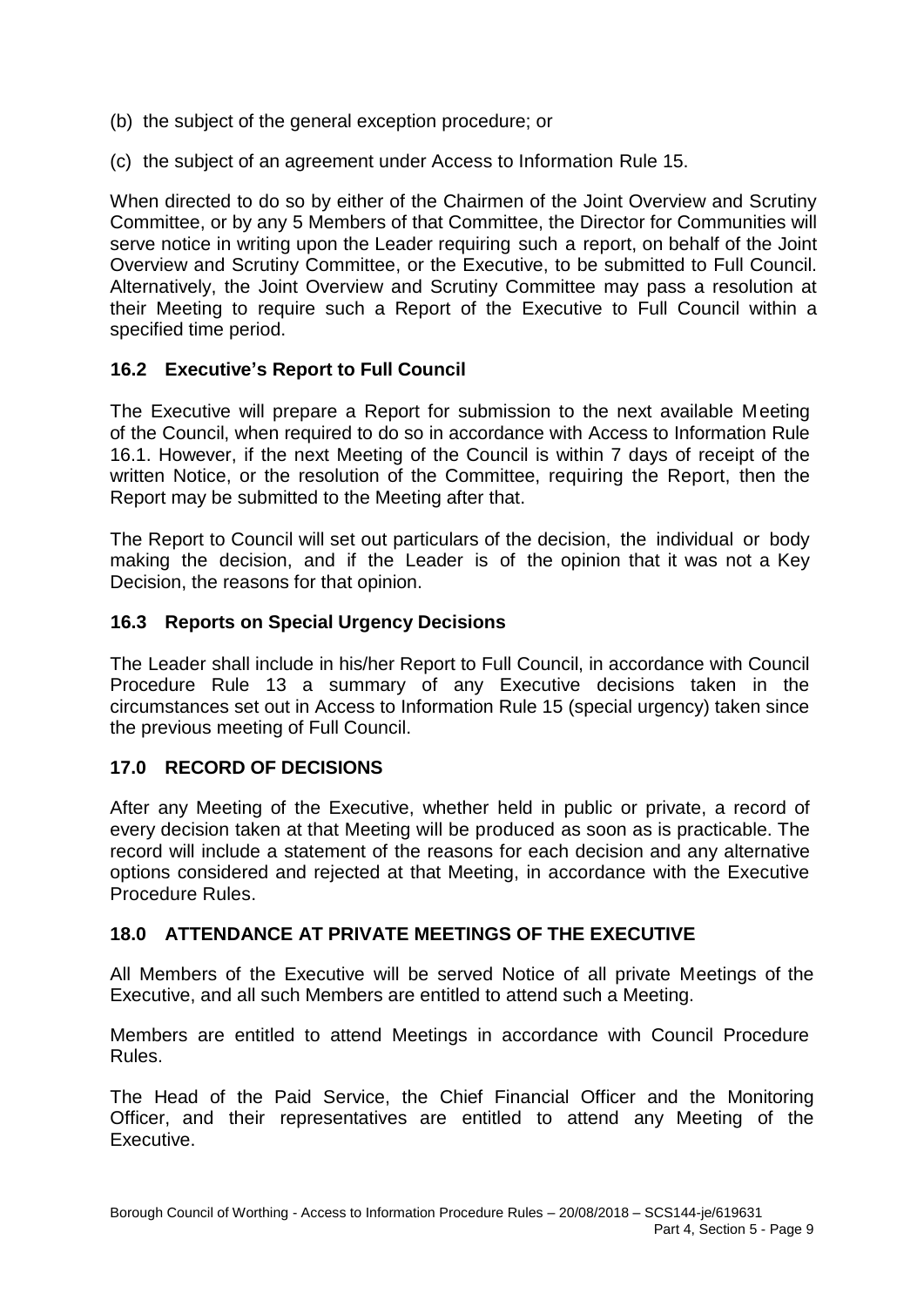(b) the subject of the general exception procedure; or

(c) the subject of an agreement under Access to Information Rule 15.

When directed to do so by either of the Chairmen of the Joint Overview and Scrutiny Committee, or by any 5 Members of that Committee, the Director for Communities will serve notice in writing upon the Leader requiring such a report, on behalf of the Joint Overview and Scrutiny Committee, or the Executive, to be submitted to Full Council. Alternatively, the Joint Overview and Scrutiny Committee may pass a resolution at their Meeting to require such a Report of the Executive to Full Council within a specified time period.

### 16.2 Executive's Report to Full Council

The Executive will prepare a Report for submission to the next available Meeting of the Council, when required to do so in accordance with Access to Information Rule 16.1. However, if the next Meeting of the Council is within 7 days of receipt of the written Notice, or the resolution of the Committee, requiring the Report, then the Report may be submitted to the Meeting after that.

The Report to Council will set out particulars of the decision, the individual or body making the decision, and if the Leader is of the opinion that it was not a Key Decision, the reasons for that opinion.

### 16.3 Reports on Special Urgency Decisions

The Leader shall include in his/her Report to Full Council, in accordance with Council Procedure Rule 13 a summary of any Executive decisions taken in the circumstances set out in Access to Information Rule 15 (special urgency) taken since the previous meeting of Full Council.

## 17.0 RECORD OF DECISIONS

After any Meeting of the Executive, whether held in public or private, a record of every decision taken at that Meeting will be produced as soon as is practicable. The record will include a statement of the reasons for each decision and any alternative options considered and rejected at that Meeting, in accordance with the Executive Procedure Rules.

## 18.0 ATTENDANCE AT PRIVATE MEETINGS OF THE EXECUTIVE

All Members of the Executive will be served Notice of all private Meetings of the Executive, and all such Members are entitled to attend such a Meeting.

Members are entitled to attend Meetings in accordance with Council Procedure Rules.

The Head of the Paid Service, the Chief Financial Officer and the Monitoring Officer, and their representatives are entitled to attend any Meeting of the Executive.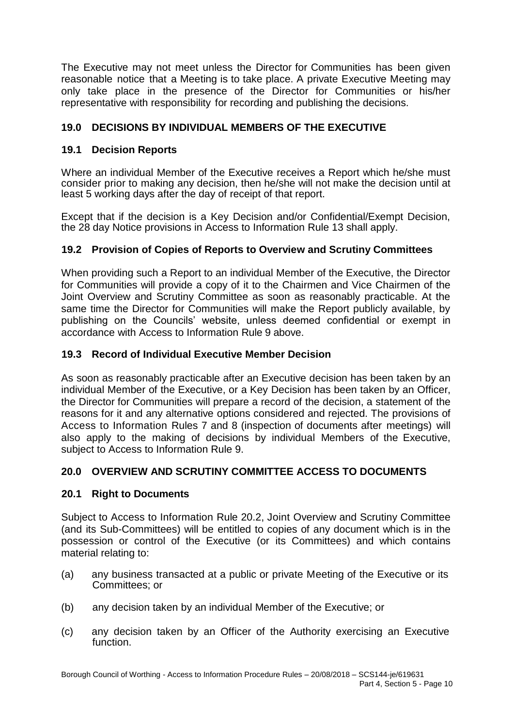The Executive may not meet unless the Director for Communities has been given reasonable notice that a Meeting is to take place. A private Executive Meeting may only take place in the presence of the Director for Communities or his/her representative with responsibility for recording and publishing the decisions.

## 19.0 DECISIONS BY INDIVIDUAL MEMBERS OF THE EXECUTIVE

### 19.1 Decision Reports

Where an individual Member of the Executive receives a Report which he/she must consider prior to making any decision, then he/she will not make the decision until at least 5 working days after the day of receipt of that report.

Except that if the decision is a Key Decision and/or Confidential/Exempt Decision, the 28 day Notice provisions in Access to Information Rule 13 shall apply.

### 19.2 Provision of Copies of Reports to Overview and Scrutiny Committees

When providing such a Report to an individual Member of the Executive, the Director for Communities will provide a copy of it to the Chairmen and Vice Chairmen of the Joint Overview and Scrutiny Committee as soon as reasonably practicable. At the same time the Director for Communities will make the Report publicly available, by publishing on the Councils' website, unless deemed confidential or exempt in accordance with Access to Information Rule 9 above.

### 19.3 Record of Individual Executive Member Decision

As soon as reasonably practicable after an Executive decision has been taken by an individual Member of the Executive, or a Key Decision has been taken by an Officer, the Director for Communities will prepare a record of the decision, a statement of the reasons for it and any alternative options considered and rejected. The provisions of Access to Information Rules 7 and 8 (inspection of documents after meetings) will also apply to the making of decisions by individual Members of the Executive, subject to Access to Information Rule 9.

## 20.0 OVERVIEW AND SCRUTINY COMMITTEE ACCESS TO DOCUMENTS

### 20.1 Right to Documents

Subject to Access to Information Rule 20.2, Joint Overview and Scrutiny Committee (and its Sub-Committees) will be entitled to copies of any document which is in the possession or control of the Executive (or its Committees) and which contains material relating to:

(a) any business transacted at a public or private Meeting of the Executive or its Committees; or

(b) any decision taken by an individual Member of the Executive; or

(c) any decision taken by an Officer of the Authority exercising an Executive function.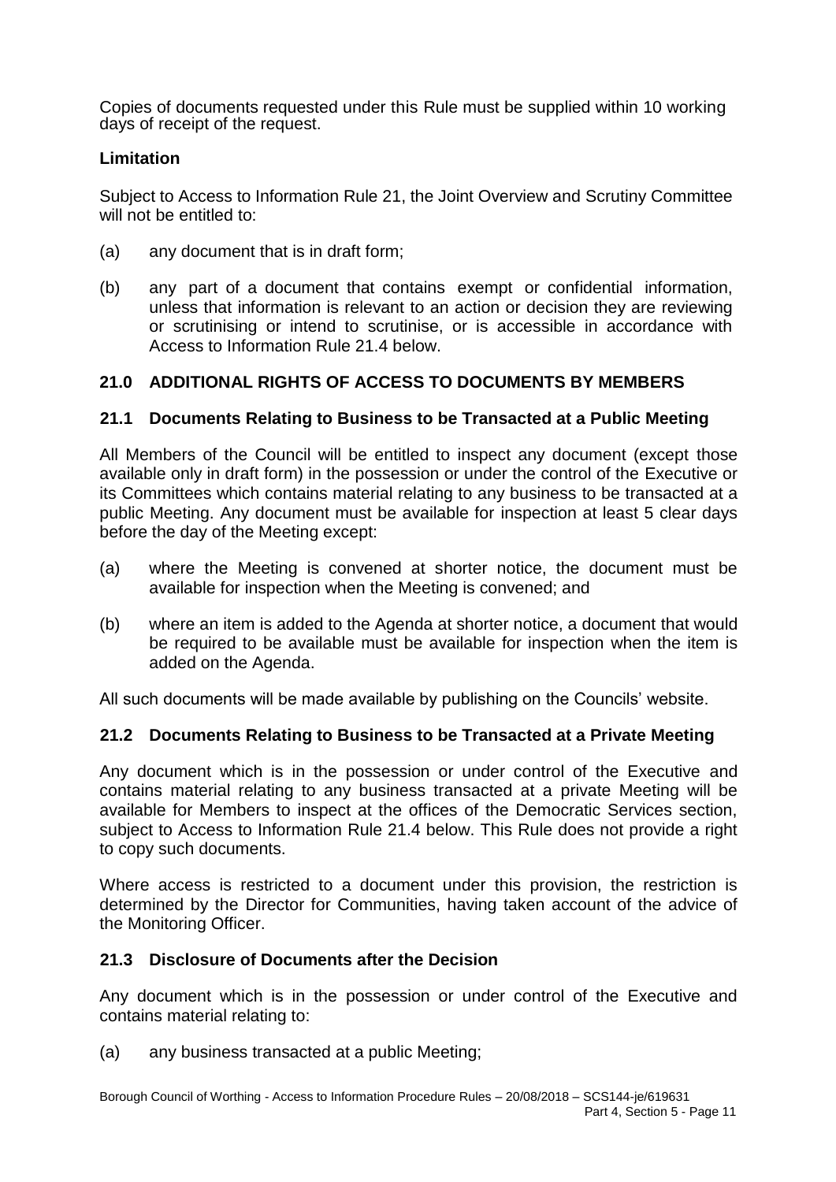Copies of documents requested under this Rule must be supplied within 10 working days of receipt of the request.

**Limitation**

Subject to Access to Information Rule 21, the Joint Overview and Scrutiny Committee will not be entitled to:

(a) any document that is in draft form;

(b) any part of a document that contains exempt or confidential information, unless that information is relevant to an action or decision they are reviewing or scrutinising or intend to scrutinise, or is accessible in accordance with Access to Information Rule 21.4 below.

## 21.0 ADDITIONAL RIGHTS OF ACCESS TO DOCUMENTS BY MEMBERS

### 21.1 Documents Relating to Business to be Transacted at a Public Meeting

All Members of the Council will be entitled to inspect any document (except those available only in draft form) in the possession or under the control of the Executive or its Committees which contains material relating to any business to be transacted at a public Meeting. Any document must be available for inspection at least 5 clear days before the day of the Meeting except:

(a) where the Meeting is convened at shorter notice, the document must be available for inspection when the Meeting is convened; and

(b) where an item is added to the Agenda at shorter notice, a document that would be required to be available must be available for inspection when the item is added on the Agenda.

All such documents will be made available by publishing on the Councils' website.

### 21.2 Documents Relating to Business to be Transacted at a Private Meeting

Any document which is in the possession or under control of the Executive and contains material relating to any business transacted at a private Meeting will be available for Members to inspect at the offices of the Democratic Services section, subject to Access to Information Rule 21.4 below. This Rule does not provide a right to copy such documents.

Where access is restricted to a document under this provision, the restriction is determined by the Director for Communities, having taken account of the advice of the Monitoring Officer.

### 21.3 Disclosure of Documents after the Decision

Any document which is in the possession or under control of the Executive and contains material relating to:

(a) any business transacted at a public Meeting;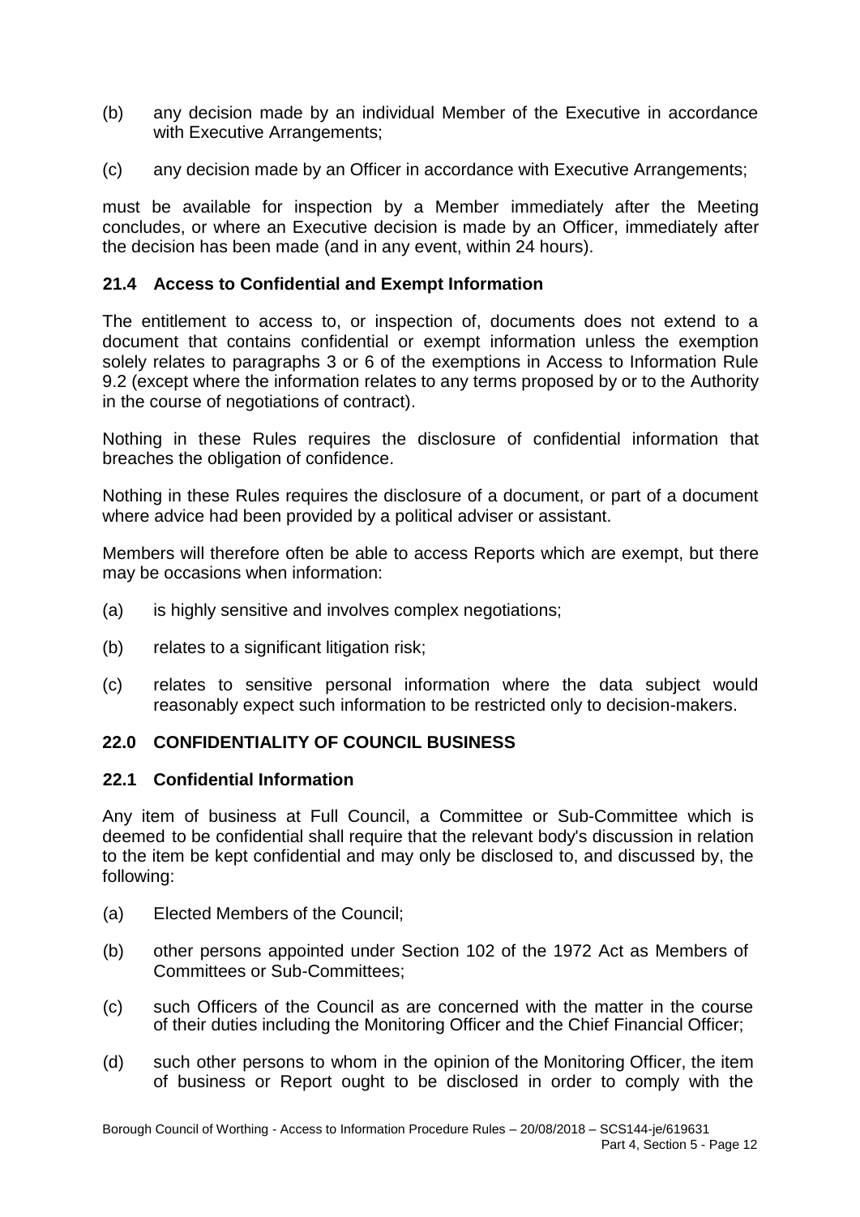(b) any decision made by an individual Member of the Executive in accordance with Executive Arrangements;

(c) any decision made by an Officer in accordance with Executive Arrangements;

must be available for inspection by a Member immediately after the Meeting concludes, or where an Executive decision is made by an Officer, immediately after the decision has been made (and in any event, within 24 hours).

### 21.4 Access to Confidential and Exempt Information

The entitlement to access to, or inspection of, documents does not extend to a document that contains confidential or exempt information unless the exemption solely relates to paragraphs 3 or 6 of the exemptions in Access to Information Rule 9.2 (except where the information relates to any terms proposed by or to the Authority in the course of negotiations of contract).

Nothing in these Rules requires the disclosure of confidential information that breaches the obligation of confidence.

Nothing in these Rules requires the disclosure of a document, or part of a document where advice had been provided by a political adviser or assistant.

Members will therefore often be able to access Reports which are exempt, but there may be occasions when information:

(a) is highly sensitive and involves complex negotiations;

(b) relates to a significant litigation risk;

(c) relates to sensitive personal information where the data subject would reasonably expect such information to be restricted only to decision-makers.

## 22.0 CONFIDENTIALITY OF COUNCIL BUSINESS

### 22.1 Confidential Information

Any item of business at Full Council, a Committee or Sub-Committee which is deemed to be confidential shall require that the relevant body's discussion in relation to the item be kept confidential and may only be disclosed to, and discussed by, the following:

(a) Elected Members of the Council;

(b) other persons appointed under Section 102 of the 1972 Act as Members of Committees or Sub-Committees;

(c) such Officers of the Council as are concerned with the matter in the course of their duties including the Monitoring Officer and the Chief Financial Officer;

(d) such other persons to whom in the opinion of the Monitoring Officer, the item of business or Report ought to be disclosed in order to comply with the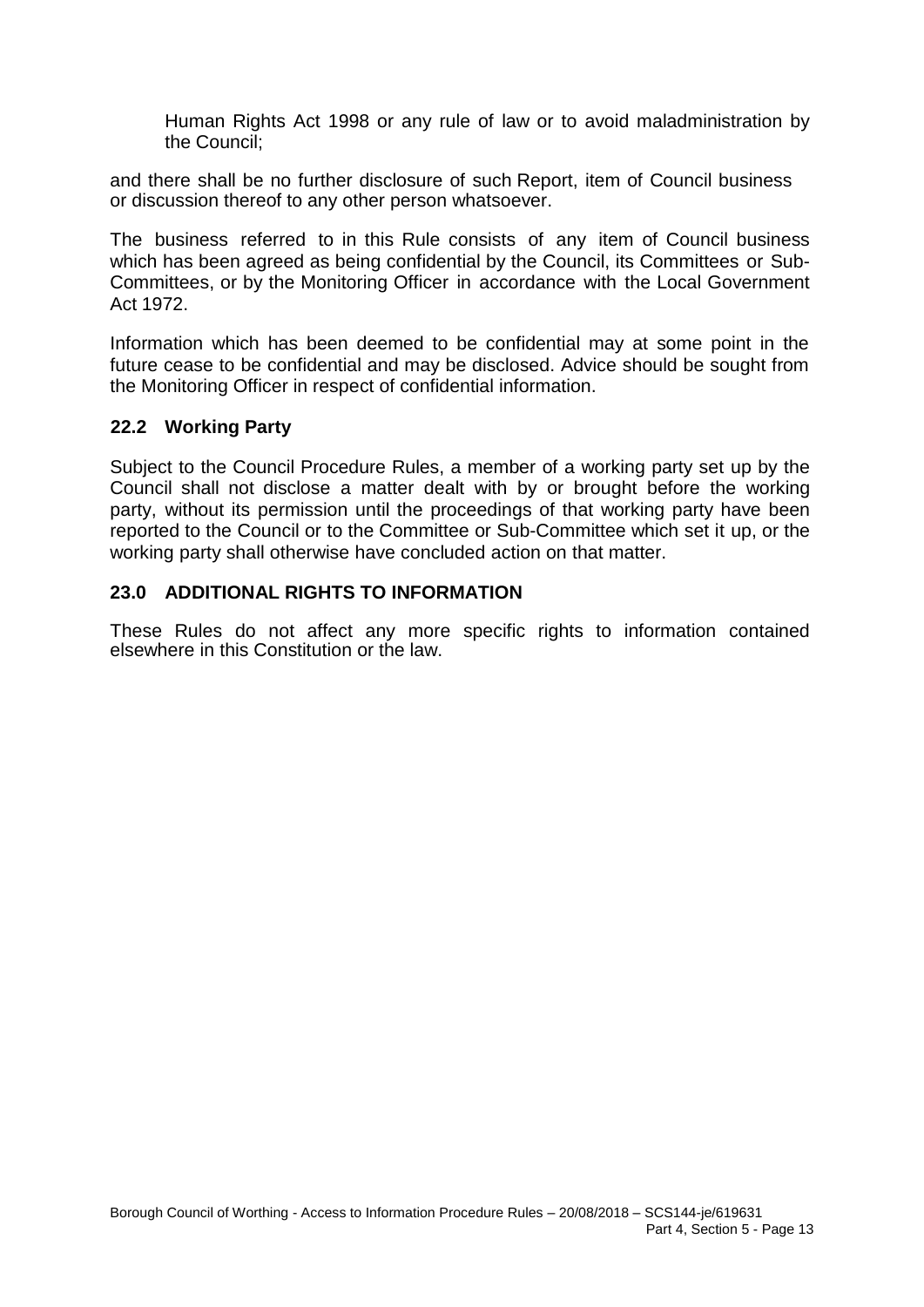Human Rights Act 1998 or any rule of law or to avoid maladministration by the Council;

and there shall be no further disclosure of such Report, item of Council business or discussion thereof to any other person whatsoever.

The business referred to in this Rule consists of any item of Council business which has been agreed as being confidential by the Council, its Committees or Sub-Committees, or by the Monitoring Officer in accordance with the Local Government Act 1972.

Information which has been deemed to be confidential may at some point in the future cease to be confidential and may be disclosed. Advice should be sought from the Monitoring Officer in respect of confidential information.

### 22.2 Working Party

Subject to the Council Procedure Rules, a member of a working party set up by the Council shall not disclose a matter dealt with by or brought before the working party, without its permission until the proceedings of that working party have been reported to the Council or to the Committee or Sub-Committee which set it up, or the working party shall otherwise have concluded action on that matter.

## 23.0 ADDITIONAL RIGHTS TO INFORMATION

These Rules do not affect any more specific rights to information contained elsewhere in this Constitution or the law.